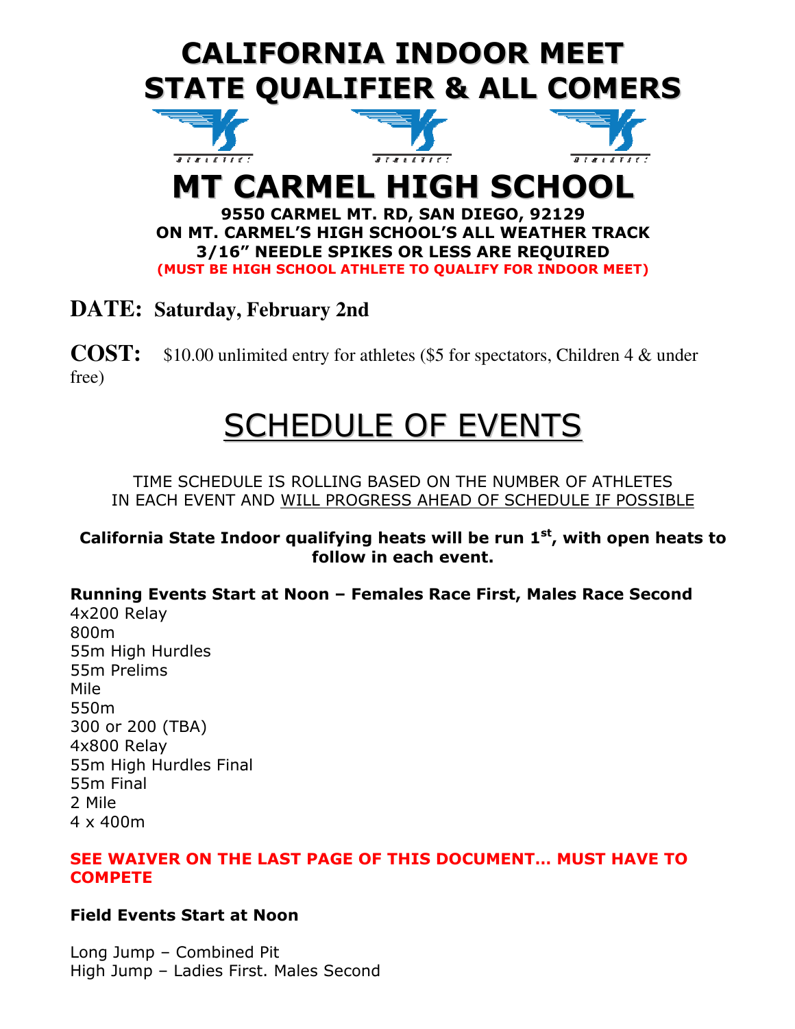# CALIFORNIA INDOOR MEET
# STATE QUALIFIER & ALL COMERS

# MT CARMEL HIGH SCHOOL

**9550 CARMEL MT. RD, SAN DIEGO, 92129**
**ON MT. CARMEL'S HIGH SCHOOL'S ALL WEATHER TRACK**
**3/16" NEEDLE SPIKES OR LESS ARE REQUIRED**
**(MUST BE HIGH SCHOOL ATHLETE TO QUALIFY FOR INDOOR MEET)**

**DATE: Saturday, February 2nd**

**COST:** $10.00 unlimited entry for athletes ($5 for spectators, Children 4 & under free)

## SCHEDULE OF EVENTS

TIME SCHEDULE IS ROLLING BASED ON THE NUMBER OF ATHLETES IN EACH EVENT AND WILL PROGRESS AHEAD OF SCHEDULE IF POSSIBLE

**California State Indoor qualifying heats will be run 1st, with open heats to follow in each event.**

**Running Events Start at Noon – Females Race First, Males Race Second**

4x200 Relay
800m
55m High Hurdles
55m Prelims
Mile
550m
300 or 200 (TBA)
4x800 Relay
55m High Hurdles Final
55m Final
2 Mile
4 x 400m

**SEE WAIVER ON THE LAST PAGE OF THIS DOCUMENT… MUST HAVE TO COMPETE**

**Field Events Start at Noon**

Long Jump – Combined Pit
High Jump – Ladies First. Males Second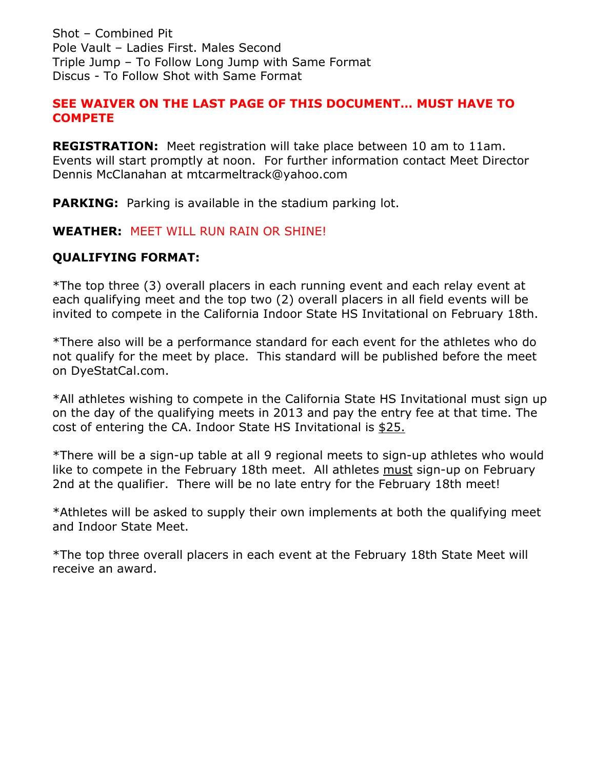Shot – Combined Pit
Pole Vault – Ladies First. Males Second
Triple Jump – To Follow Long Jump with Same Format
Discus - To Follow Shot with Same Format

**SEE WAIVER ON THE LAST PAGE OF THIS DOCUMENT… MUST HAVE TO COMPETE**

**REGISTRATION:** Meet registration will take place between 10 am to 11am. Events will start promptly at noon. For further information contact Meet Director Dennis McClanahan at mtcarmeltrack@yahoo.com

**PARKING:** Parking is available in the stadium parking lot.

**WEATHER:** MEET WILL RUN RAIN OR SHINE!

**QUALIFYING FORMAT:**

*The top three (3) overall placers in each running event and each relay event at each qualifying meet and the top two (2) overall placers in all field events will be invited to compete in the California Indoor State HS Invitational on February 18th.

*There also will be a performance standard for each event for the athletes who do not qualify for the meet by place. This standard will be published before the meet on DyeStatCal.com.

*All athletes wishing to compete in the California State HS Invitational must sign up on the day of the qualifying meets in 2013 and pay the entry fee at that time. The cost of entering the CA. Indoor State HS Invitational is $25.

*There will be a sign-up table at all 9 regional meets to sign-up athletes who would like to compete in the February 18th meet. All athletes must sign-up on February 2nd at the qualifier. There will be no late entry for the February 18th meet!

*Athletes will be asked to supply their own implements at both the qualifying meet and Indoor State Meet.

*The top three overall placers in each event at the February 18th State Meet will receive an award.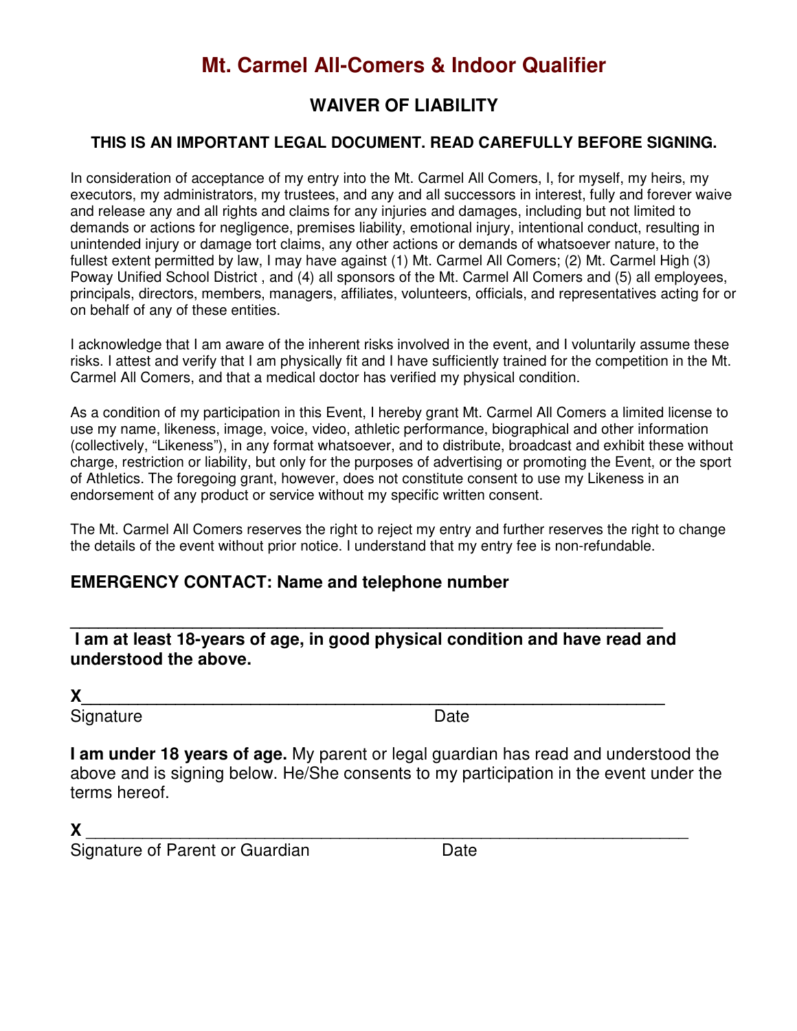# Mt. Carmel All-Comers & Indoor Qualifier

## WAIVER OF LIABILITY

### THIS IS AN IMPORTANT LEGAL DOCUMENT. READ CAREFULLY BEFORE SIGNING.

In consideration of acceptance of my entry into the Mt. Carmel All Comers, I, for myself, my heirs, my executors, my administrators, my trustees, and any and all successors in interest, fully and forever waive and release any and all rights and claims for any injuries and damages, including but not limited to demands or actions for negligence, premises liability, emotional injury, intentional conduct, resulting in unintended injury or damage tort claims, any other actions or demands of whatsoever nature, to the fullest extent permitted by law, I may have against (1) Mt. Carmel All Comers; (2) Mt. Carmel High (3) Poway Unified School District , and (4) all sponsors of the Mt. Carmel All Comers and (5) all employees, principals, directors, members, managers, affiliates, volunteers, officials, and representatives acting for or on behalf of any of these entities.

I acknowledge that I am aware of the inherent risks involved in the event, and I voluntarily assume these risks. I attest and verify that I am physically fit and I have sufficiently trained for the competition in the Mt. Carmel All Comers, and that a medical doctor has verified my physical condition.

As a condition of my participation in this Event, I hereby grant Mt. Carmel All Comers a limited license to use my name, likeness, image, voice, video, athletic performance, biographical and other information (collectively, "Likeness"), in any format whatsoever, and to distribute, broadcast and exhibit these without charge, restriction or liability, but only for the purposes of advertising or promoting the Event, or the sport of Athletics. The foregoing grant, however, does not constitute consent to use my Likeness in an endorsement of any product or service without my specific written consent.

The Mt. Carmel All Comers reserves the right to reject my entry and further reserves the right to change the details of the event without prior notice. I understand that my entry fee is non-refundable.

**EMERGENCY CONTACT: Name and telephone number**

_____________________________________________________________

**I am at least 18-years of age, in good physical condition and have read and understood the above.**

**X**_____________________________________________________________

Signature Date

**I am under 18 years of age.** My parent or legal guardian has read and understood the above and is signing below. He/She consents to my participation in the event under the terms hereof.

**X** _____________________________________________________________

Signature of Parent or Guardian Date